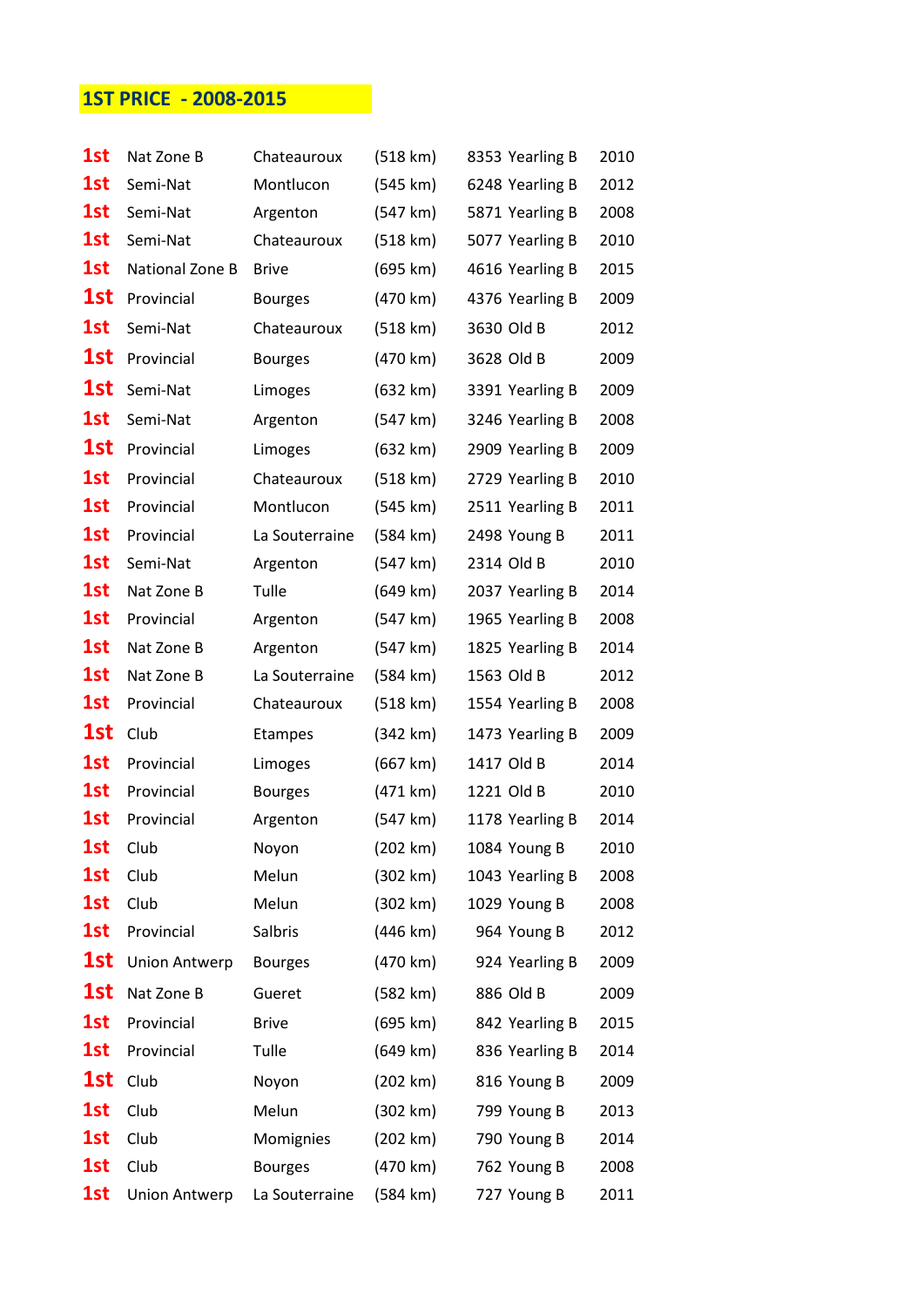# 1ST PRICE - 2008-2015

| | | | | | |
|---|---|---|---|---|---|
| 1st | Nat Zone B | Chateauroux | (518 km) | 8353 Yearling B | 2010 |
| 1st | Semi-Nat | Montlucon | (545 km) | 6248 Yearling B | 2012 |
| 1st | Semi-Nat | Argenton | (547 km) | 5871 Yearling B | 2008 |
| 1st | Semi-Nat | Chateauroux | (518 km) | 5077 Yearling B | 2010 |
| 1st | National Zone B | Brive | (695 km) | 4616 Yearling B | 2015 |
| 1st | Provincial | Bourges | (470 km) | 4376 Yearling B | 2009 |
| 1st | Semi-Nat | Chateauroux | (518 km) | 3630 Old B | 2012 |
| 1st | Provincial | Bourges | (470 km) | 3628 Old B | 2009 |
| 1st | Semi-Nat | Limoges | (632 km) | 3391 Yearling B | 2009 |
| 1st | Semi-Nat | Argenton | (547 km) | 3246 Yearling B | 2008 |
| 1st | Provincial | Limoges | (632 km) | 2909 Yearling B | 2009 |
| 1st | Provincial | Chateauroux | (518 km) | 2729 Yearling B | 2010 |
| 1st | Provincial | Montlucon | (545 km) | 2511 Yearling B | 2011 |
| 1st | Provincial | La Souterraine | (584 km) | 2498 Young B | 2011 |
| 1st | Semi-Nat | Argenton | (547 km) | 2314 Old B | 2010 |
| 1st | Nat Zone B | Tulle | (649 km) | 2037 Yearling B | 2014 |
| 1st | Provincial | Argenton | (547 km) | 1965 Yearling B | 2008 |
| 1st | Nat Zone B | Argenton | (547 km) | 1825 Yearling B | 2014 |
| 1st | Nat Zone B | La Souterraine | (584 km) | 1563 Old B | 2012 |
| 1st | Provincial | Chateauroux | (518 km) | 1554 Yearling B | 2008 |
| 1st | Club | Etampes | (342 km) | 1473 Yearling B | 2009 |
| 1st | Provincial | Limoges | (667 km) | 1417 Old B | 2014 |
| 1st | Provincial | Bourges | (471 km) | 1221 Old B | 2010 |
| 1st | Provincial | Argenton | (547 km) | 1178 Yearling B | 2014 |
| 1st | Club | Noyon | (202 km) | 1084 Young B | 2010 |
| 1st | Club | Melun | (302 km) | 1043 Yearling B | 2008 |
| 1st | Club | Melun | (302 km) | 1029 Young B | 2008 |
| 1st | Provincial | Salbris | (446 km) | 964 Young B | 2012 |
| 1st | Union Antwerp | Bourges | (470 km) | 924 Yearling B | 2009 |
| 1st | Nat Zone B | Gueret | (582 km) | 886 Old B | 2009 |
| 1st | Provincial | Brive | (695 km) | 842 Yearling B | 2015 |
| 1st | Provincial | Tulle | (649 km) | 836 Yearling B | 2014 |
| 1st | Club | Noyon | (202 km) | 816 Young B | 2009 |
| 1st | Club | Melun | (302 km) | 799 Young B | 2013 |
| 1st | Club | Momignies | (202 km) | 790 Young B | 2014 |
| 1st | Club | Bourges | (470 km) | 762 Young B | 2008 |
| 1st | Union Antwerp | La Souterraine | (584 km) | 727 Young B | 2011 |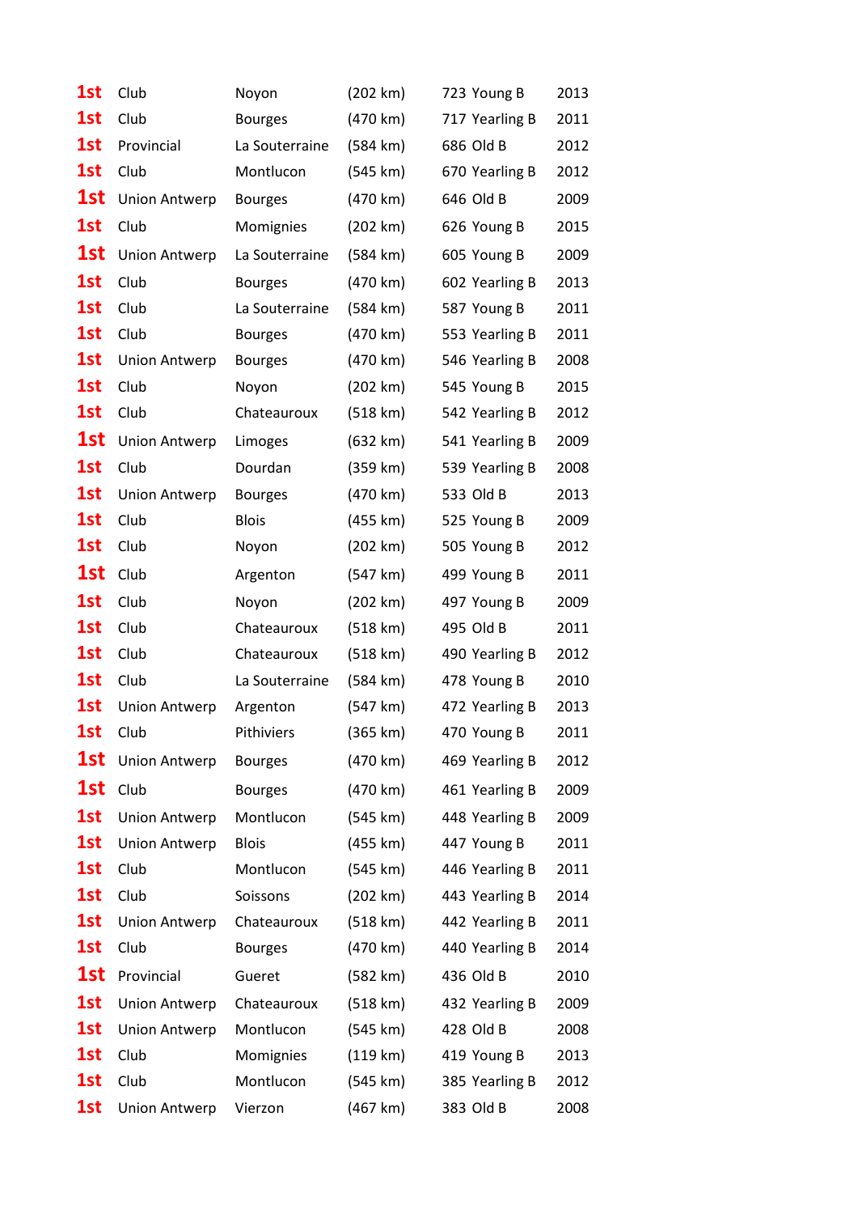| | | | | | |
|---|---|---|---|---|---|
| 1st | Club | Noyon | (202 km) | 723 Young B | 2013 |
| 1st | Club | Bourges | (470 km) | 717 Yearling B | 2011 |
| 1st | Provincial | La Souterraine | (584 km) | 686 Old B | 2012 |
| 1st | Club | Montlucon | (545 km) | 670 Yearling B | 2012 |
| 1st | Union Antwerp | Bourges | (470 km) | 646 Old B | 2009 |
| 1st | Club | Momignies | (202 km) | 626 Young B | 2015 |
| 1st | Union Antwerp | La Souterraine | (584 km) | 605 Young B | 2009 |
| 1st | Club | Bourges | (470 km) | 602 Yearling B | 2013 |
| 1st | Club | La Souterraine | (584 km) | 587 Young B | 2011 |
| 1st | Club | Bourges | (470 km) | 553 Yearling B | 2011 |
| 1st | Union Antwerp | Bourges | (470 km) | 546 Yearling B | 2008 |
| 1st | Club | Noyon | (202 km) | 545 Young B | 2015 |
| 1st | Club | Chateauroux | (518 km) | 542 Yearling B | 2012 |
| 1st | Union Antwerp | Limoges | (632 km) | 541 Yearling B | 2009 |
| 1st | Club | Dourdan | (359 km) | 539 Yearling B | 2008 |
| 1st | Union Antwerp | Bourges | (470 km) | 533 Old B | 2013 |
| 1st | Club | Blois | (455 km) | 525 Young B | 2009 |
| 1st | Club | Noyon | (202 km) | 505 Young B | 2012 |
| 1st | Club | Argenton | (547 km) | 499 Young B | 2011 |
| 1st | Club | Noyon | (202 km) | 497 Young B | 2009 |
| 1st | Club | Chateauroux | (518 km) | 495 Old B | 2011 |
| 1st | Club | Chateauroux | (518 km) | 490 Yearling B | 2012 |
| 1st | Club | La Souterraine | (584 km) | 478 Young B | 2010 |
| 1st | Union Antwerp | Argenton | (547 km) | 472 Yearling B | 2013 |
| 1st | Club | Pithiviers | (365 km) | 470 Young B | 2011 |
| 1st | Union Antwerp | Bourges | (470 km) | 469 Yearling B | 2012 |
| 1st | Club | Bourges | (470 km) | 461 Yearling B | 2009 |
| 1st | Union Antwerp | Montlucon | (545 km) | 448 Yearling B | 2009 |
| 1st | Union Antwerp | Blois | (455 km) | 447 Young B | 2011 |
| 1st | Club | Montlucon | (545 km) | 446 Yearling B | 2011 |
| 1st | Club | Soissons | (202 km) | 443 Yearling B | 2014 |
| 1st | Union Antwerp | Chateauroux | (518 km) | 442 Yearling B | 2011 |
| 1st | Club | Bourges | (470 km) | 440 Yearling B | 2014 |
| 1st | Provincial | Gueret | (582 km) | 436 Old B | 2010 |
| 1st | Union Antwerp | Chateauroux | (518 km) | 432 Yearling B | 2009 |
| 1st | Union Antwerp | Montlucon | (545 km) | 428 Old B | 2008 |
| 1st | Club | Momignies | (119 km) | 419 Young B | 2013 |
| 1st | Club | Montlucon | (545 km) | 385 Yearling B | 2012 |
| 1st | Union Antwerp | Vierzon | (467 km) | 383 Old B | 2008 |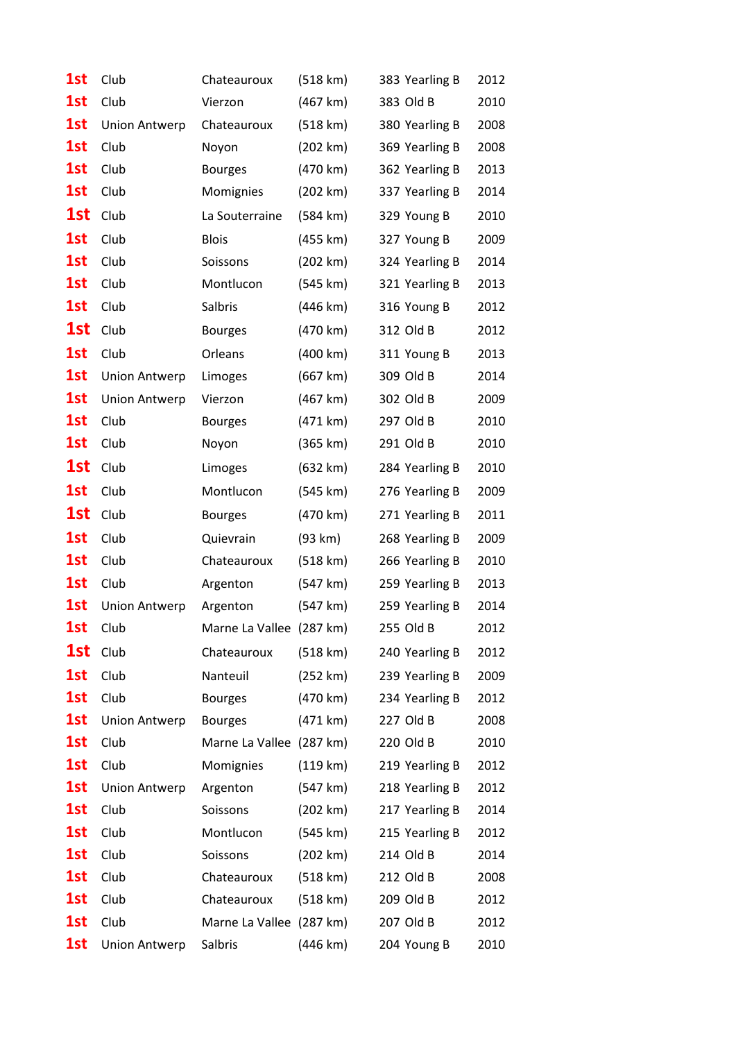| | | | | | |
|---|---|---|---|---|---|
| 1st | Club | Chateauroux | (518 km) | 383 Yearling B | 2012 |
| 1st | Club | Vierzon | (467 km) | 383 Old B | 2010 |
| 1st | Union Antwerp | Chateauroux | (518 km) | 380 Yearling B | 2008 |
| 1st | Club | Noyon | (202 km) | 369 Yearling B | 2008 |
| 1st | Club | Bourges | (470 km) | 362 Yearling B | 2013 |
| 1st | Club | Momignies | (202 km) | 337 Yearling B | 2014 |
| 1st | Club | La Souterraine | (584 km) | 329 Young B | 2010 |
| 1st | Club | Blois | (455 km) | 327 Young B | 2009 |
| 1st | Club | Soissons | (202 km) | 324 Yearling B | 2014 |
| 1st | Club | Montlucon | (545 km) | 321 Yearling B | 2013 |
| 1st | Club | Salbris | (446 km) | 316 Young B | 2012 |
| 1st | Club | Bourges | (470 km) | 312 Old B | 2012 |
| 1st | Club | Orleans | (400 km) | 311 Young B | 2013 |
| 1st | Union Antwerp | Limoges | (667 km) | 309 Old B | 2014 |
| 1st | Union Antwerp | Vierzon | (467 km) | 302 Old B | 2009 |
| 1st | Club | Bourges | (471 km) | 297 Old B | 2010 |
| 1st | Club | Noyon | (365 km) | 291 Old B | 2010 |
| 1st | Club | Limoges | (632 km) | 284 Yearling B | 2010 |
| 1st | Club | Montlucon | (545 km) | 276 Yearling B | 2009 |
| 1st | Club | Bourges | (470 km) | 271 Yearling B | 2011 |
| 1st | Club | Quievrain | (93 km) | 268 Yearling B | 2009 |
| 1st | Club | Chateauroux | (518 km) | 266 Yearling B | 2010 |
| 1st | Club | Argenton | (547 km) | 259 Yearling B | 2013 |
| 1st | Union Antwerp | Argenton | (547 km) | 259 Yearling B | 2014 |
| 1st | Club | Marne La Vallee | (287 km) | 255 Old B | 2012 |
| 1st | Club | Chateauroux | (518 km) | 240 Yearling B | 2012 |
| 1st | Club | Nanteuil | (252 km) | 239 Yearling B | 2009 |
| 1st | Club | Bourges | (470 km) | 234 Yearling B | 2012 |
| 1st | Union Antwerp | Bourges | (471 km) | 227 Old B | 2008 |
| 1st | Club | Marne La Vallee | (287 km) | 220 Old B | 2010 |
| 1st | Club | Momignies | (119 km) | 219 Yearling B | 2012 |
| 1st | Union Antwerp | Argenton | (547 km) | 218 Yearling B | 2012 |
| 1st | Club | Soissons | (202 km) | 217 Yearling B | 2014 |
| 1st | Club | Montlucon | (545 km) | 215 Yearling B | 2012 |
| 1st | Club | Soissons | (202 km) | 214 Old B | 2014 |
| 1st | Club | Chateauroux | (518 km) | 212 Old B | 2008 |
| 1st | Club | Chateauroux | (518 km) | 209 Old B | 2012 |
| 1st | Club | Marne La Vallee | (287 km) | 207 Old B | 2012 |
| 1st | Union Antwerp | Salbris | (446 km) | 204 Young B | 2010 |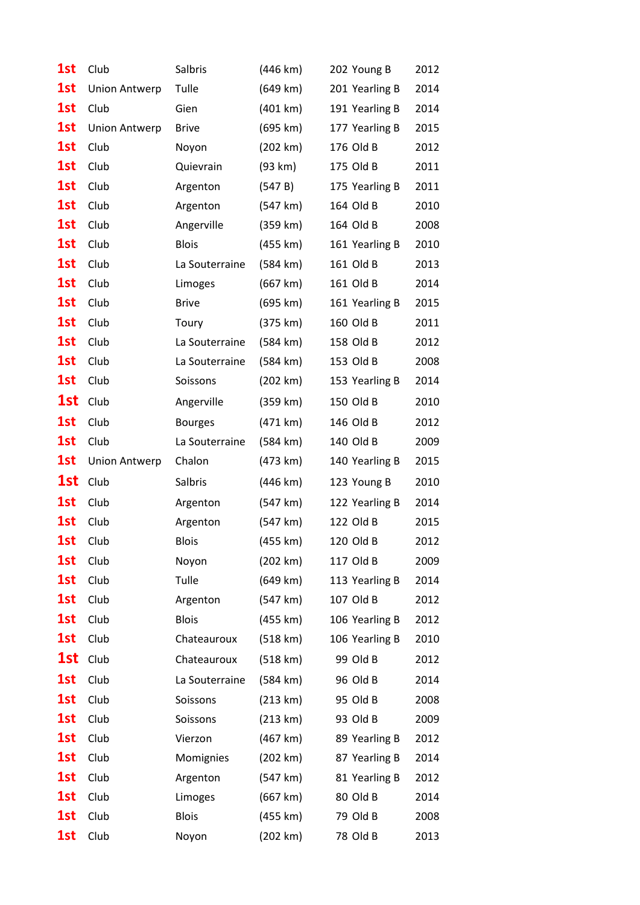| | | | | | |
|---|---|---|---|---|---|
| 1st | Club | Salbris | (446 km) | 202 Young B | 2012 |
| 1st | Union Antwerp | Tulle | (649 km) | 201 Yearling B | 2014 |
| 1st | Club | Gien | (401 km) | 191 Yearling B | 2014 |
| 1st | Union Antwerp | Brive | (695 km) | 177 Yearling B | 2015 |
| 1st | Club | Noyon | (202 km) | 176 Old B | 2012 |
| 1st | Club | Quievrain | (93 km) | 175 Old B | 2011 |
| 1st | Club | Argenton | (547 B) | 175 Yearling B | 2011 |
| 1st | Club | Argenton | (547 km) | 164 Old B | 2010 |
| 1st | Club | Angerville | (359 km) | 164 Old B | 2008 |
| 1st | Club | Blois | (455 km) | 161 Yearling B | 2010 |
| 1st | Club | La Souterraine | (584 km) | 161 Old B | 2013 |
| 1st | Club | Limoges | (667 km) | 161 Old B | 2014 |
| 1st | Club | Brive | (695 km) | 161 Yearling B | 2015 |
| 1st | Club | Toury | (375 km) | 160 Old B | 2011 |
| 1st | Club | La Souterraine | (584 km) | 158 Old B | 2012 |
| 1st | Club | La Souterraine | (584 km) | 153 Old B | 2008 |
| 1st | Club | Soissons | (202 km) | 153 Yearling B | 2014 |
| 1st | Club | Angerville | (359 km) | 150 Old B | 2010 |
| 1st | Club | Bourges | (471 km) | 146 Old B | 2012 |
| 1st | Club | La Souterraine | (584 km) | 140 Old B | 2009 |
| 1st | Union Antwerp | Chalon | (473 km) | 140 Yearling B | 2015 |
| 1st | Club | Salbris | (446 km) | 123 Young B | 2010 |
| 1st | Club | Argenton | (547 km) | 122 Yearling B | 2014 |
| 1st | Club | Argenton | (547 km) | 122 Old B | 2015 |
| 1st | Club | Blois | (455 km) | 120 Old B | 2012 |
| 1st | Club | Noyon | (202 km) | 117 Old B | 2009 |
| 1st | Club | Tulle | (649 km) | 113 Yearling B | 2014 |
| 1st | Club | Argenton | (547 km) | 107 Old B | 2012 |
| 1st | Club | Blois | (455 km) | 106 Yearling B | 2012 |
| 1st | Club | Chateauroux | (518 km) | 106 Yearling B | 2010 |
| 1st | Club | Chateauroux | (518 km) | 99 Old B | 2012 |
| 1st | Club | La Souterraine | (584 km) | 96 Old B | 2014 |
| 1st | Club | Soissons | (213 km) | 95 Old B | 2008 |
| 1st | Club | Soissons | (213 km) | 93 Old B | 2009 |
| 1st | Club | Vierzon | (467 km) | 89 Yearling B | 2012 |
| 1st | Club | Momignies | (202 km) | 87 Yearling B | 2014 |
| 1st | Club | Argenton | (547 km) | 81 Yearling B | 2012 |
| 1st | Club | Limoges | (667 km) | 80 Old B | 2014 |
| 1st | Club | Blois | (455 km) | 79 Old B | 2008 |
| 1st | Club | Noyon | (202 km) | 78 Old B | 2013 |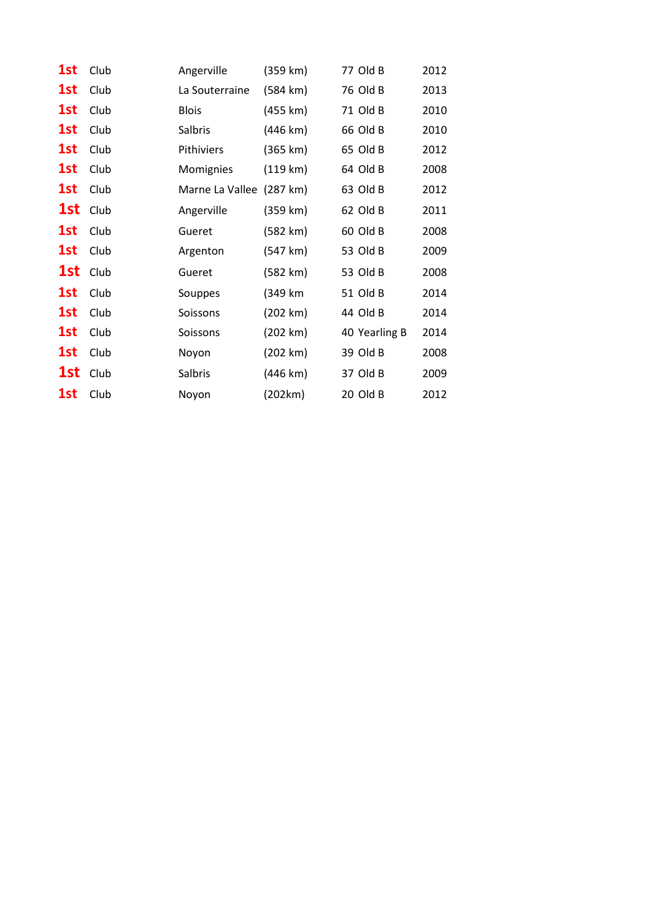| | | | | | | |
|---|---|---|---|---|---|---|
| 1st | Club | Angerville | (359 km) | 77 | Old B | 2012 |
| 1st | Club | La Souterraine | (584 km) | 76 | Old B | 2013 |
| 1st | Club | Blois | (455 km) | 71 | Old B | 2010 |
| 1st | Club | Salbris | (446 km) | 66 | Old B | 2010 |
| 1st | Club | Pithiviers | (365 km) | 65 | Old B | 2012 |
| 1st | Club | Momignies | (119 km) | 64 | Old B | 2008 |
| 1st | Club | Marne La Vallee | (287 km) | 63 | Old B | 2012 |
| 1st | Club | Angerville | (359 km) | 62 | Old B | 2011 |
| 1st | Club | Gueret | (582 km) | 60 | Old B | 2008 |
| 1st | Club | Argenton | (547 km) | 53 | Old B | 2009 |
| 1st | Club | Gueret | (582 km) | 53 | Old B | 2008 |
| 1st | Club | Souppes | (349 km | 51 | Old B | 2014 |
| 1st | Club | Soissons | (202 km) | 44 | Old B | 2014 |
| 1st | Club | Soissons | (202 km) | 40 | Yearling B | 2014 |
| 1st | Club | Noyon | (202 km) | 39 | Old B | 2008 |
| 1st | Club | Salbris | (446 km) | 37 | Old B | 2009 |
| 1st | Club | Noyon | (202km) | 20 | Old B | 2012 |